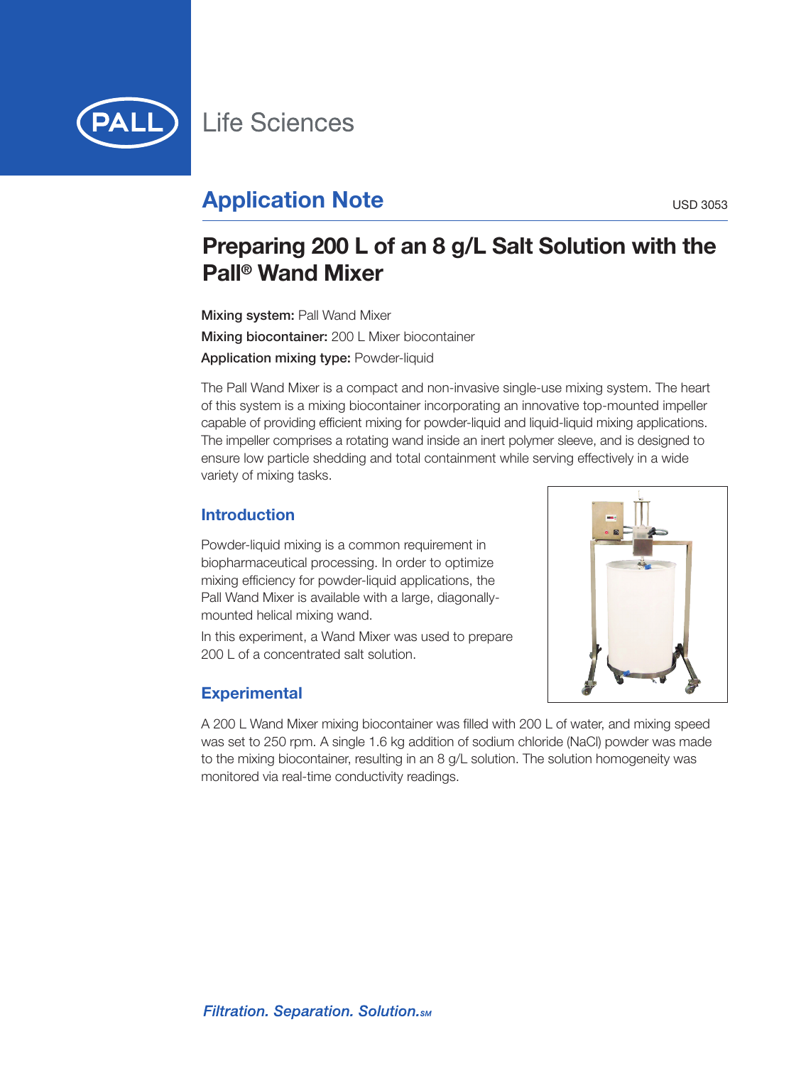PALL Life Sciences

## Application Note

USD 3053

# Preparing 200 L of an 8 g/L Salt Solution with the Pall® Wand Mixer

**Mixing system:** Pall Wand Mixer

**Mixing biocontainer:** 200 L Mixer biocontainer

**Application mixing type:** Powder-liquid

The Pall Wand Mixer is a compact and non-invasive single-use mixing system. The heart of this system is a mixing biocontainer incorporating an innovative top-mounted impeller capable of providing efficient mixing for powder-liquid and liquid-liquid mixing applications. The impeller comprises a rotating wand inside an inert polymer sleeve, and is designed to ensure low particle shedding and total containment while serving effectively in a wide variety of mixing tasks.

## Introduction

Powder-liquid mixing is a common requirement in biopharmaceutical processing. In order to optimize mixing efficiency for powder-liquid applications, the Pall Wand Mixer is available with a large, diagonally-mounted helical mixing wand.

In this experiment, a Wand Mixer was used to prepare 200 L of a concentrated salt solution.

## Experimental

A 200 L Wand Mixer mixing biocontainer was filled with 200 L of water, and mixing speed was set to 250 rpm. A single 1.6 kg addition of sodium chloride (NaCl) powder was made to the mixing biocontainer, resulting in an 8 g/L solution. The solution homogeneity was monitored via real-time conductivity readings.

*Filtration. Separation. Solution.SM*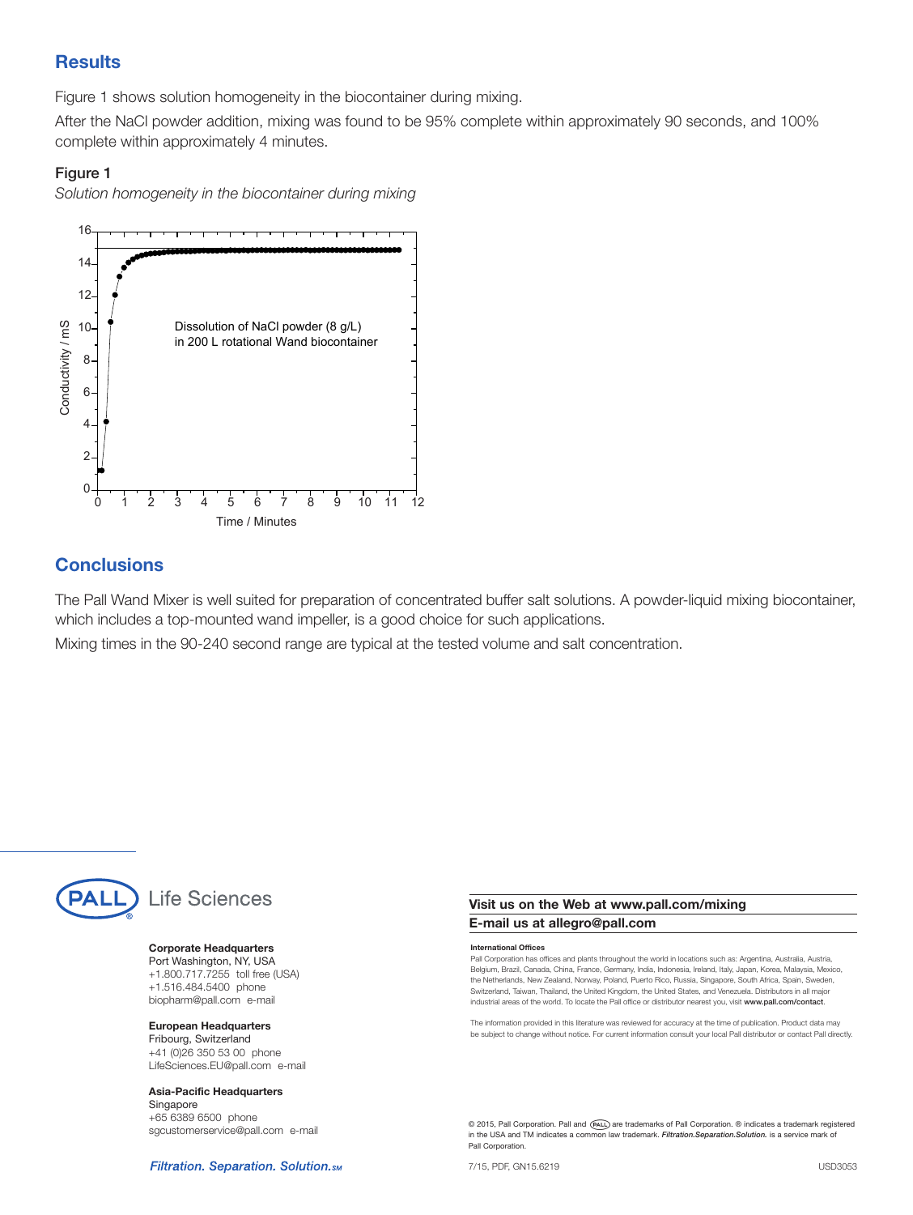## Results

Figure 1 shows solution homogeneity in the biocontainer during mixing.

After the NaCl powder addition, mixing was found to be 95% complete within approximately 90 seconds, and 100% complete within approximately 4 minutes.

**Figure 1**

*Solution homogeneity in the biocontainer during mixing*

Conductivity / mS

0 2 4 6 8 10 12 14 16

Time / Minutes

0 1 2 3 4 5 6 7 8 9 10 11 12

Dissolution of NaCl powder (8 g/L) in 200 L rotational Wand biocontainer

## Conclusions

The Pall Wand Mixer is well suited for preparation of concentrated buffer salt solutions. A powder-liquid mixing biocontainer, which includes a top-mounted wand impeller, is a good choice for such applications.

Mixing times in the 90-240 second range are typical at the tested volume and salt concentration.

PALL Life Sciences

**Corporate Headquarters**
Port Washington, NY, USA
+1.800.717.7255 toll free (USA)
+1.516.484.5400 phone
biopharm@pall.com e-mail

**European Headquarters**
Fribourg, Switzerland
+41 (0)26 350 53 00 phone
LifeSciences.EU@pall.com e-mail

**Asia-Pacific Headquarters**
Singapore
+65 6389 6500 phone
sgcustomerservice@pall.com e-mail

***Filtration. Separation. Solution.*** *SM*

**Visit us on the Web at www.pall.com/mixing**

**E-mail us at allegro@pall.com**

**International Offices**

Pall Corporation has offices and plants throughout the world in locations such as: Argentina, Australia, Austria, Belgium, Brazil, Canada, China, France, Germany, India, Indonesia, Ireland, Italy, Japan, Korea, Malaysia, Mexico, the Netherlands, New Zealand, Norway, Poland, Puerto Rico, Russia, Singapore, South Africa, Spain, Sweden, Switzerland, Taiwan, Thailand, the United Kingdom, the United States, and Venezuela. Distributors in all major industrial areas of the world. To locate the Pall office or distributor nearest you, visit **www.pall.com/contact**.

The information provided in this literature was reviewed for accuracy at the time of publication. Product data may be subject to change without notice. For current information consult your local Pall distributor or contact Pall directly.

© 2015, Pall Corporation. Pall and (PALL) are trademarks of Pall Corporation. ® indicates a trademark registered in the USA and TM indicates a common law trademark. ***Filtration.Separation.Solution.*** is a service mark of Pall Corporation.

7/15, PDF, GN15.6219

USD3053